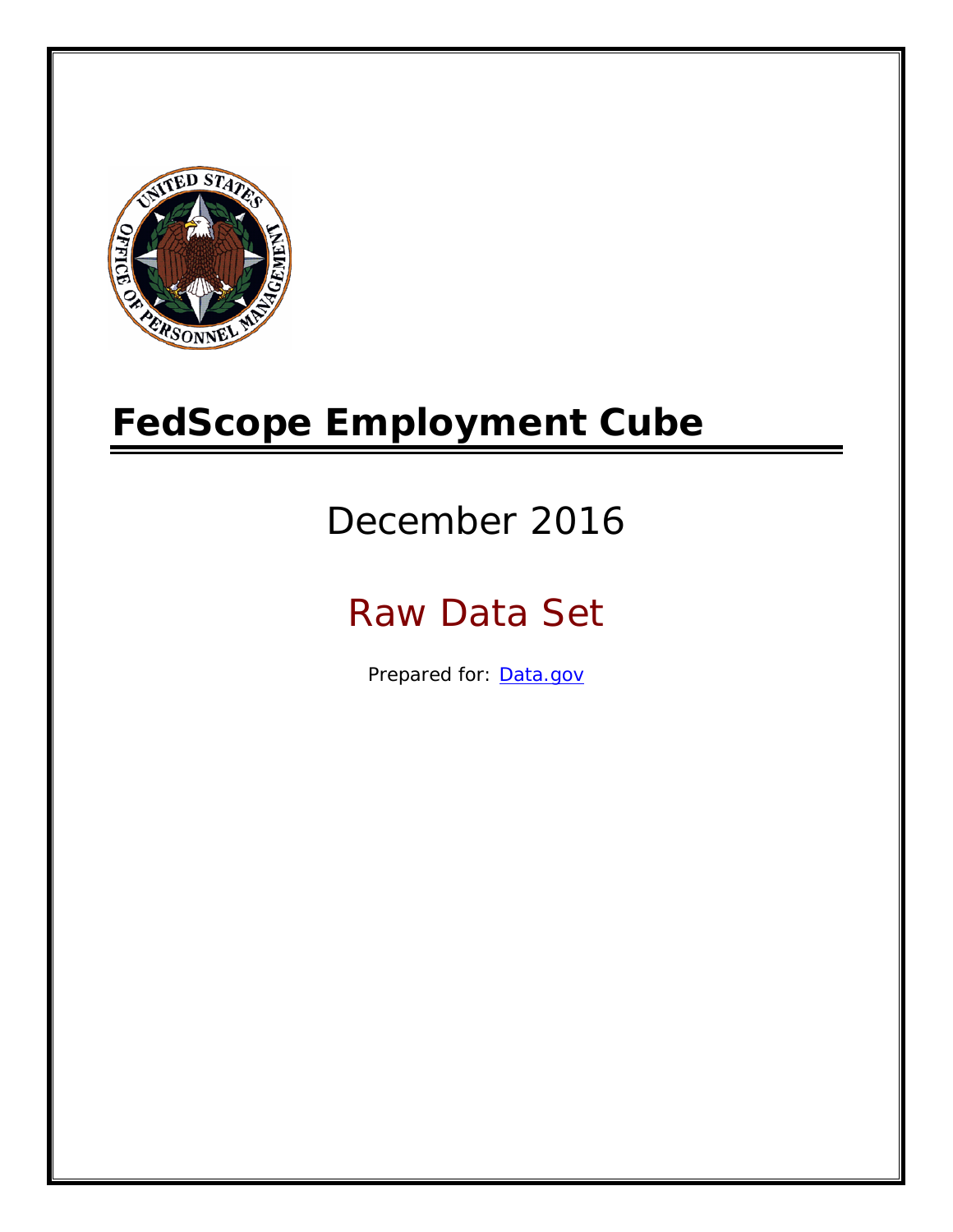# FedScope Employment Cube

December 2016

Raw Data Set

Prepared for: [Data.gov](Data.gov)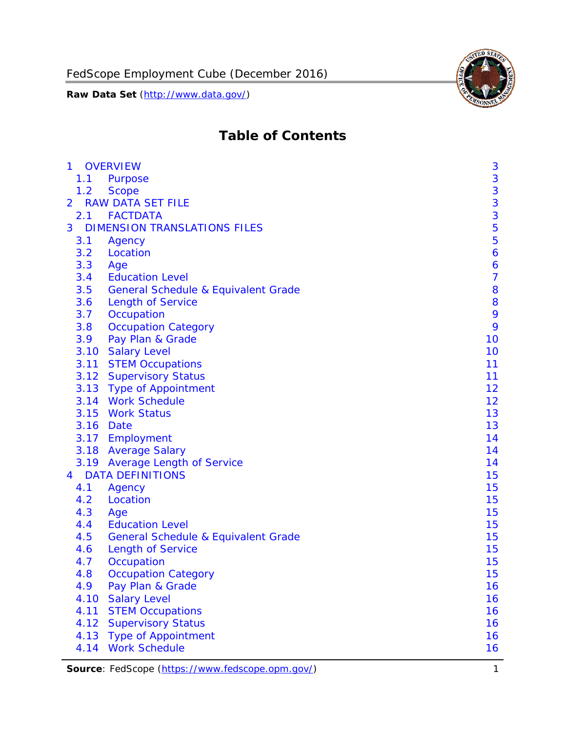# Table of Contents

| | | |
|---|---|---|
| 1 | OVERVIEW | 3 |
| 1.1 | Purpose | 3 |
| 1.2 | Scope | 3 |
| 2 | RAW DATA SET FILE | 3 |
| 2.1 | FACTDATA | 3 |
| 3 | DIMENSION TRANSLATIONS FILES | 5 |
| 3.1 | Agency | 5 |
| 3.2 | Location | 6 |
| 3.3 | Age | 6 |
| 3.4 | Education Level | 7 |
| 3.5 | General Schedule & Equivalent Grade | 8 |
| 3.6 | Length of Service | 8 |
| 3.7 | Occupation | 9 |
| 3.8 | Occupation Category | 9 |
| 3.9 | Pay Plan & Grade | 10 |
| 3.10 | Salary Level | 10 |
| 3.11 | STEM Occupations | 11 |
| 3.12 | Supervisory Status | 11 |
| 3.13 | Type of Appointment | 12 |
| 3.14 | Work Schedule | 12 |
| 3.15 | Work Status | 13 |
| 3.16 | Date | 13 |
| 3.17 | Employment | 14 |
| 3.18 | Average Salary | 14 |
| 3.19 | Average Length of Service | 14 |
| 4 | DATA DEFINITIONS | 15 |
| 4.1 | Agency | 15 |
| 4.2 | Location | 15 |
| 4.3 | Age | 15 |
| 4.4 | Education Level | 15 |
| 4.5 | General Schedule & Equivalent Grade | 15 |
| 4.6 | Length of Service | 15 |
| 4.7 | Occupation | 15 |
| 4.8 | Occupation Category | 15 |
| 4.9 | Pay Plan & Grade | 16 |
| 4.10 | Salary Level | 16 |
| 4.11 | STEM Occupations | 16 |
| 4.12 | Supervisory Status | 16 |
| 4.13 | Type of Appointment | 16 |
| 4.14 | Work Schedule | 16 |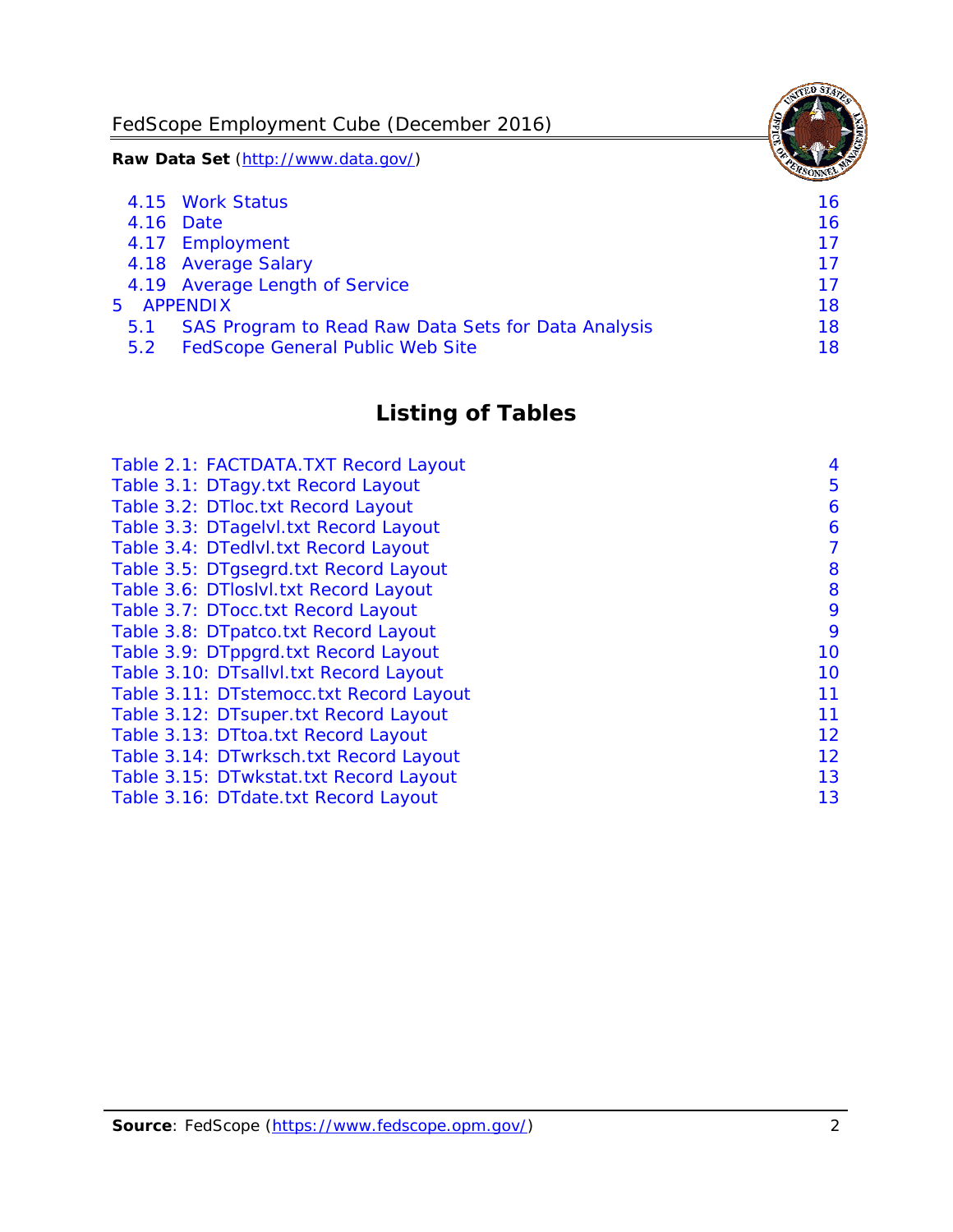| | | |
|---|---|---|
| 4.15 | Work Status | 16 |
| 4.16 | Date | 16 |
| 4.17 | Employment | 17 |
| 4.18 | Average Salary | 17 |
| 4.19 | Average Length of Service | 17 |
| 5 | APPENDIX | 18 |
| 5.1 | SAS Program to Read Raw Data Sets for Data Analysis | 18 |
| 5.2 | FedScope General Public Web Site | 18 |

## Listing of Tables

| | |
|---|---|
| Table 2.1: FACTDATA.TXT Record Layout | 4 |
| Table 3.1: DTagy.txt Record Layout | 5 |
| Table 3.2: DTloc.txt Record Layout | 6 |
| Table 3.3: DTagelvl.txt Record Layout | 6 |
| Table 3.4: DTedlvl.txt Record Layout | 7 |
| Table 3.5: DTgsegrd.txt Record Layout | 8 |
| Table 3.6: DTloslvl.txt Record Layout | 8 |
| Table 3.7: DTocc.txt Record Layout | 9 |
| Table 3.8: DTpatco.txt Record Layout | 9 |
| Table 3.9: DTppgrd.txt Record Layout | 10 |
| Table 3.10: DTsallvl.txt Record Layout | 10 |
| Table 3.11: DTstemocc.txt Record Layout | 11 |
| Table 3.12: DTsuper.txt Record Layout | 11 |
| Table 3.13: DTtoa.txt Record Layout | 12 |
| Table 3.14: DTwrksch.txt Record Layout | 12 |
| Table 3.15: DTwkstat.txt Record Layout | 13 |
| Table 3.16: DTdate.txt Record Layout | 13 |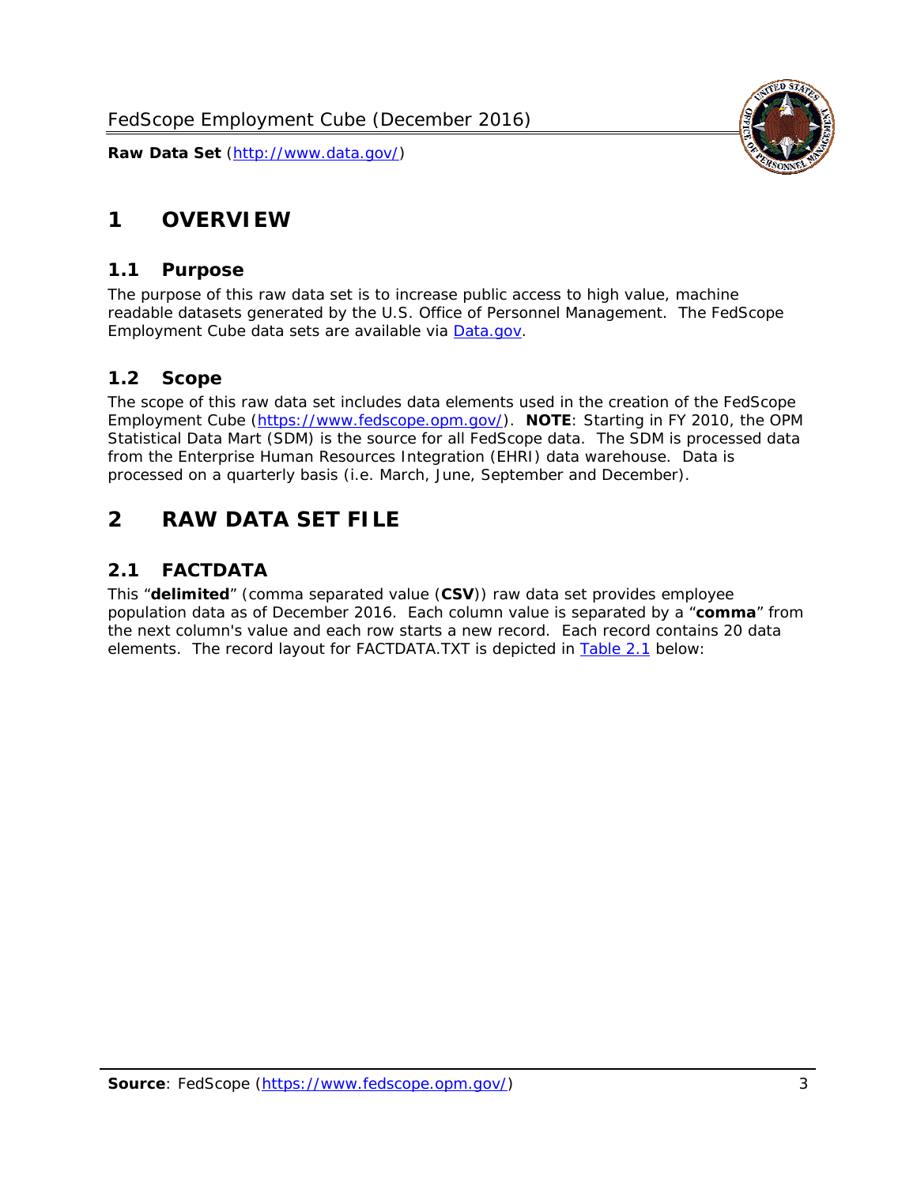# 1 OVERVIEW

## 1.1 Purpose

The purpose of this raw data set is to increase public access to high value, machine readable datasets generated by the U.S. Office of Personnel Management. The FedScope Employment Cube data sets are available via [Data.gov](http://www.data.gov/).

## 1.2 Scope

The scope of this raw data set includes data elements used in the creation of the FedScope Employment Cube ([https://www.fedscope.opm.gov/](https://www.fedscope.opm.gov/)). **NOTE**: Starting in FY 2010, the OPM Statistical Data Mart (SDM) is the source for all FedScope data. The SDM is processed data from the Enterprise Human Resources Integration (EHRI) data warehouse. Data is processed on a quarterly basis (i.e. March, June, September and December).

# 2 RAW DATA SET FILE

## 2.1 FACTDATA

This “**delimited**” (comma separated value (**CSV**)) raw data set provides employee population data as of December 2016. Each column value is separated by a “**comma**” from the next column's value and each row starts a new record. Each record contains 20 data elements. The record layout for FACTDATA.TXT is depicted in Table 2.1 below: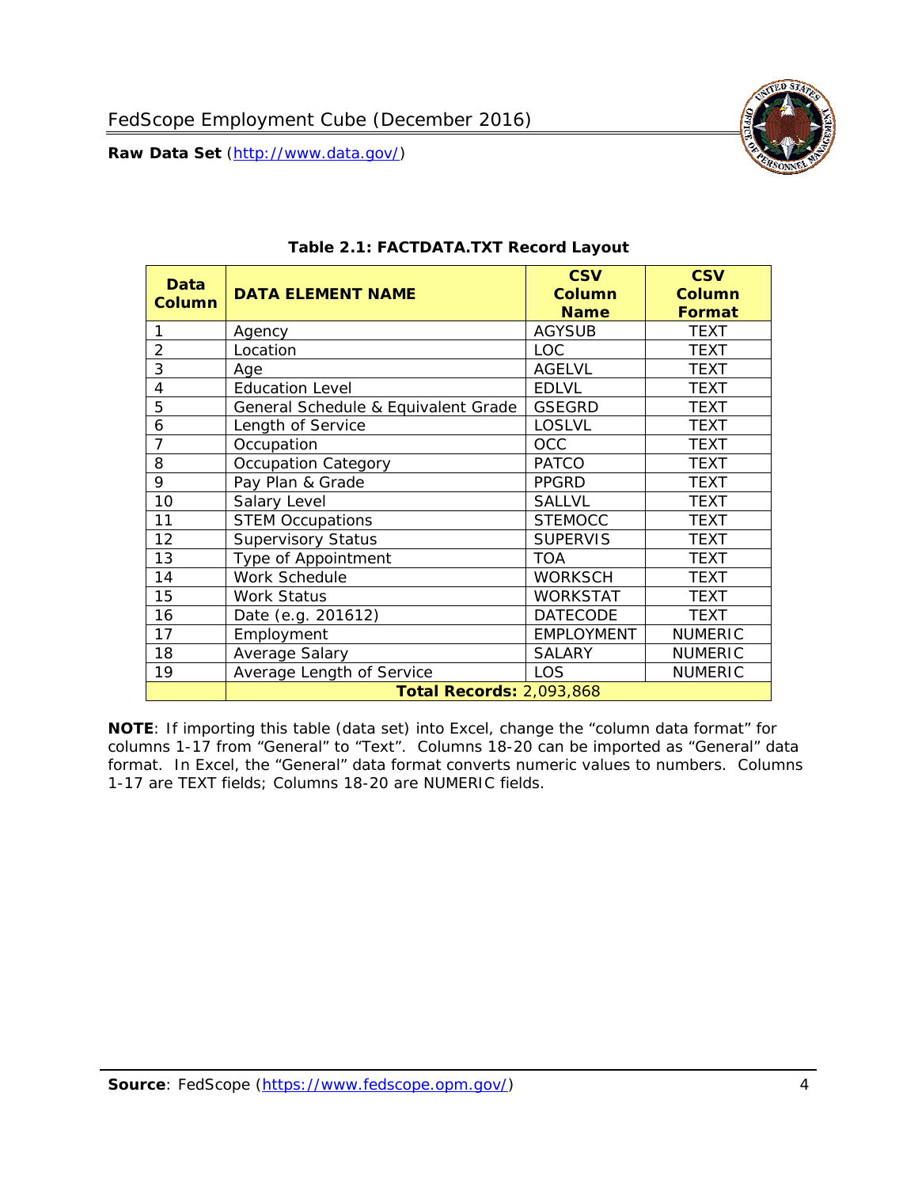**Table 2.1: FACTDATA.TXT Record Layout**

| Data Column | DATA ELEMENT NAME | CSV Column Name | CSV Column Format |
|---|---|---|---|
| 1 | Agency | AGYSUB | TEXT |
| 2 | Location | LOC | TEXT |
| 3 | Age | AGELVL | TEXT |
| 4 | Education Level | EDLVL | TEXT |
| 5 | General Schedule & Equivalent Grade | GSEGRD | TEXT |
| 6 | Length of Service | LOSLVL | TEXT |
| 7 | Occupation | OCC | TEXT |
| 8 | Occupation Category | PATCO | TEXT |
| 9 | Pay Plan & Grade | PPGRD | TEXT |
| 10 | Salary Level | SALLVL | TEXT |
| 11 | STEM Occupations | STEMOCC | TEXT |
| 12 | Supervisory Status | SUPERVIS | TEXT |
| 13 | Type of Appointment | TOA | TEXT |
| 14 | Work Schedule | WORKSCH | TEXT |
| 15 | Work Status | WORKSTAT | TEXT |
| 16 | Date (e.g. 201612) | DATECODE | TEXT |
| 17 | Employment | EMPLOYMENT | NUMERIC |
| 18 | Average Salary | SALARY | NUMERIC |
| 19 | Average Length of Service | LOS | NUMERIC |
| | **Total Records:** 2,093,868 | | |

**NOTE**: If importing this table (data set) into Excel, change the "column data format" for columns 1-17 from "General" to "Text". Columns 18-20 can be imported as "General" data format. In Excel, the "General" data format converts numeric values to numbers. Columns 1-17 are TEXT fields; Columns 18-20 are NUMERIC fields.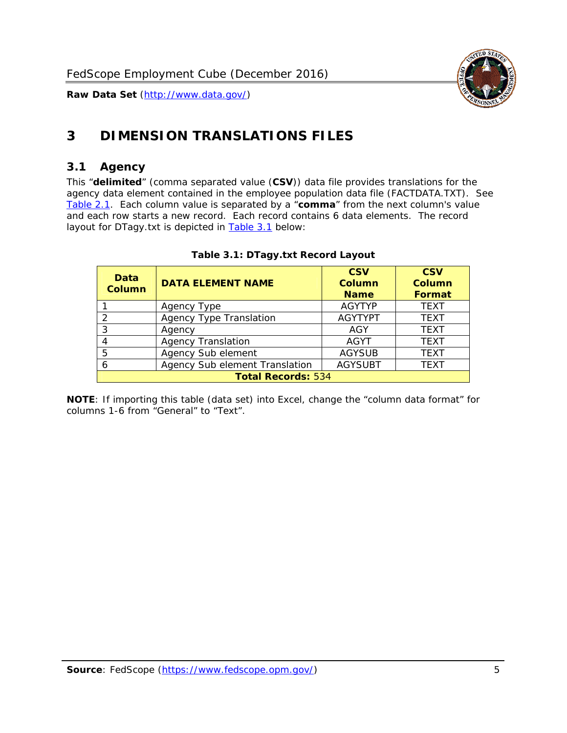# 3 DIMENSION TRANSLATIONS FILES

## 3.1 Agency

This "**delimited**" (comma separated value (**CSV**)) data file provides translations for the agency data element contained in the employee population data file (FACTDATA.TXT). See Table 2.1. Each column value is separated by a "**comma**" from the next column's value and each row starts a new record. Each record contains 6 data elements. The record layout for DTagy.txt is depicted in Table 3.1 below:

**Table 3.1: DTagy.txt Record Layout**

| Data Column | DATA ELEMENT NAME | CSV Column Name | CSV Column Format |
|---|---|---|---|
| 1 | Agency Type | AGYTYP | TEXT |
| 2 | Agency Type Translation | AGYTYPT | TEXT |
| 3 | Agency | AGY | TEXT |
| 4 | Agency Translation | AGYT | TEXT |
| 5 | Agency Sub element | AGYSUB | TEXT |
| 6 | Agency Sub element Translation | AGYSUBT | TEXT |
| **Total Records:** 534 | | | |

**NOTE**: If importing this table (data set) into Excel, change the "column data format" for columns 1-6 from "General" to "Text".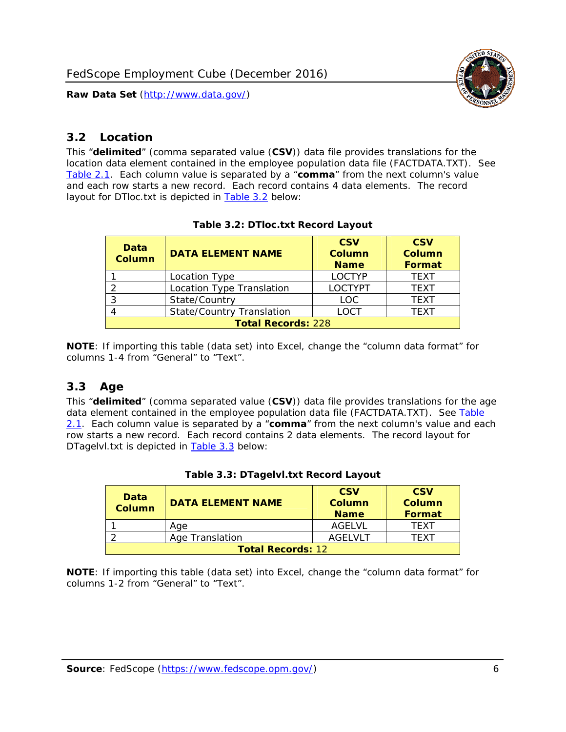## 3.2 Location

This "**delimited**" (comma separated value (**CSV**)) data file provides translations for the location data element contained in the employee population data file (FACTDATA.TXT). See Table 2.1. Each column value is separated by a "**comma**" from the next column's value and each row starts a new record. Each record contains 4 data elements. The record layout for DTloc.txt is depicted in Table 3.2 below:

**Table 3.2: DTloc.txt Record Layout**

| Data Column | DATA ELEMENT NAME | CSV Column Name | CSV Column Format |
|---|---|---|---|
| 1 | Location Type | LOCTYP | TEXT |
| 2 | Location Type Translation | LOCTYPT | TEXT |
| 3 | State/Country | LOC | TEXT |
| 4 | State/Country Translation | LOCT | TEXT |
| **Total Records:** 228 | | | |

**NOTE**: If importing this table (data set) into Excel, change the "column data format" for columns 1-4 from "General" to "Text".

## 3.3 Age

This "**delimited**" (comma separated value (**CSV**)) data file provides translations for the age data element contained in the employee population data file (FACTDATA.TXT). See Table 2.1. Each column value is separated by a "**comma**" from the next column's value and each row starts a new record. Each record contains 2 data elements. The record layout for DTagelvl.txt is depicted in Table 3.3 below:

**Table 3.3: DTagelvl.txt Record Layout**

| Data Column | DATA ELEMENT NAME | CSV Column Name | CSV Column Format |
|---|---|---|---|
| 1 | Age | AGELVL | TEXT |
| 2 | Age Translation | AGELVLT | TEXT |
| **Total Records:** 12 | | | |

**NOTE**: If importing this table (data set) into Excel, change the "column data format" for columns 1-2 from "General" to "Text".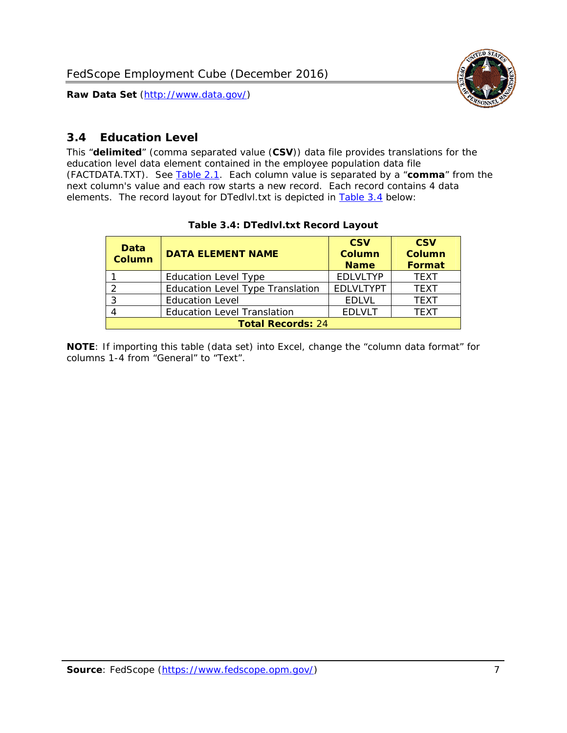## 3.4 Education Level

This "**delimited**" (comma separated value (**CSV**)) data file provides translations for the education level data element contained in the employee population data file (FACTDATA.TXT). See Table 2.1. Each column value is separated by a "**comma**" from the next column's value and each row starts a new record. Each record contains 4 data elements. The record layout for DTedlvl.txt is depicted in Table 3.4 below:

**Table 3.4: DTedlvl.txt Record Layout**

| Data Column | DATA ELEMENT NAME | CSV Column Name | CSV Column Format |
|---|---|---|---|
| 1 | Education Level Type | EDLVLTYP | TEXT |
| 2 | Education Level Type Translation | EDLVLTYPT | TEXT |
| 3 | Education Level | EDLVL | TEXT |
| 4 | Education Level Translation | EDLVLT | TEXT |
| **Total Records:** 24 | | | |

**NOTE**: If importing this table (data set) into Excel, change the "column data format" for columns 1-4 from "General" to "Text".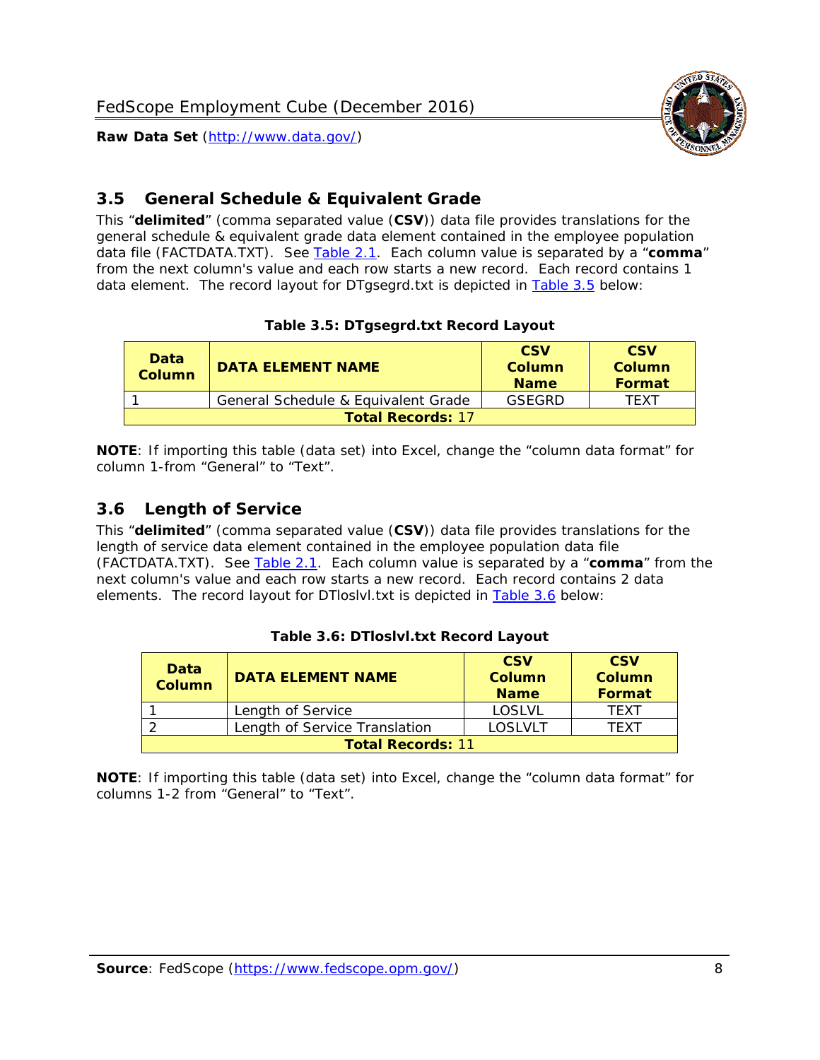## 3.5 General Schedule & Equivalent Grade

This "**delimited**" (comma separated value (**CSV**)) data file provides translations for the general schedule & equivalent grade data element contained in the employee population data file (FACTDATA.TXT). See Table 2.1. Each column value is separated by a "**comma**" from the next column's value and each row starts a new record. Each record contains 1 data element. The record layout for DTgsegrd.txt is depicted in Table 3.5 below:

**Table 3.5: DTgsegrd.txt Record Layout**

| Data Column | DATA ELEMENT NAME | CSV Column Name | CSV Column Format |
|---|---|---|---|
| 1 | General Schedule & Equivalent Grade | GSEGRD | TEXT |
| **Total Records:** 17 | | | |

**NOTE**: If importing this table (data set) into Excel, change the "column data format" for column 1-from "General" to "Text".

## 3.6 Length of Service

This "**delimited**" (comma separated value (**CSV**)) data file provides translations for the length of service data element contained in the employee population data file (FACTDATA.TXT). See Table 2.1. Each column value is separated by a "**comma**" from the next column's value and each row starts a new record. Each record contains 2 data elements. The record layout for DTloslvl.txt is depicted in Table 3.6 below:

**Table 3.6: DTloslvl.txt Record Layout**

| Data Column | DATA ELEMENT NAME | CSV Column Name | CSV Column Format |
|---|---|---|---|
| 1 | Length of Service | LOSLVL | TEXT |
| 2 | Length of Service Translation | LOSLVLT | TEXT |
| **Total Records:** 11 | | | |

**NOTE**: If importing this table (data set) into Excel, change the "column data format" for columns 1-2 from "General" to "Text".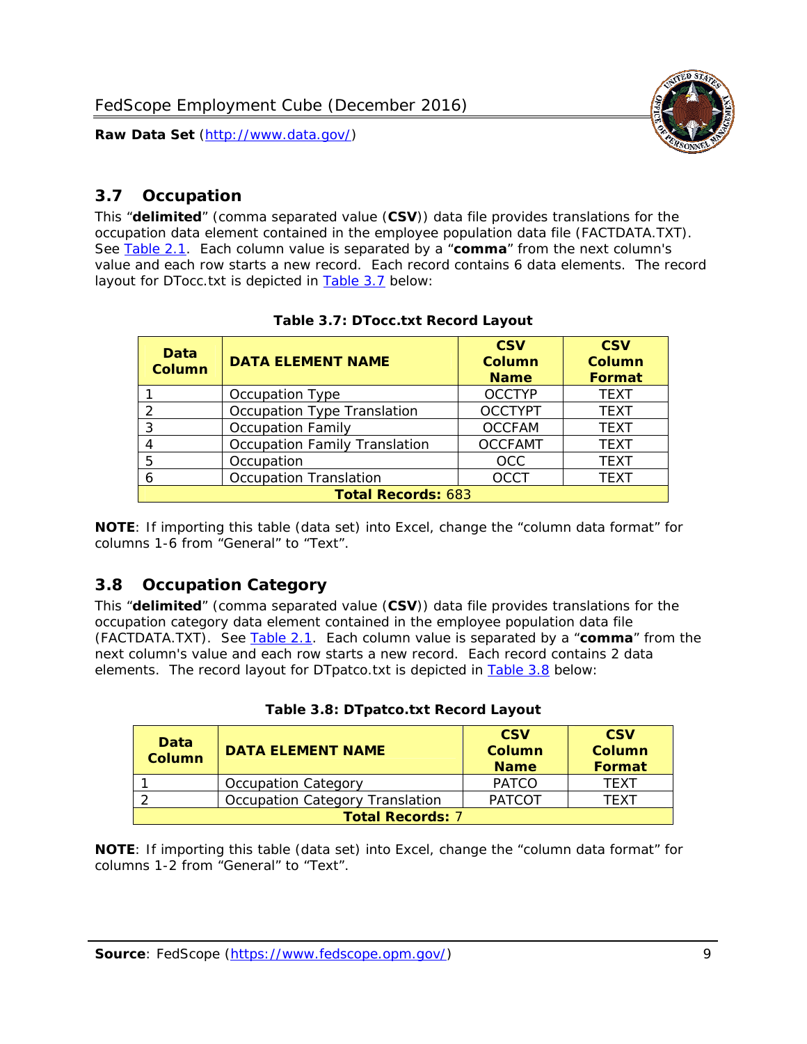## 3.7 Occupation

This "**delimited**" (comma separated value (**CSV**)) data file provides translations for the occupation data element contained in the employee population data file (FACTDATA.TXT). See Table 2.1. Each column value is separated by a "**comma**" from the next column's value and each row starts a new record. Each record contains 6 data elements. The record layout for DTocc.txt is depicted in Table 3.7 below:

**Table 3.7: DTocc.txt Record Layout**

| Data Column | DATA ELEMENT NAME | CSV Column Name | CSV Column Format |
|---|---|---|---|
| 1 | Occupation Type | OCCTYP | TEXT |
| 2 | Occupation Type Translation | OCCTYPT | TEXT |
| 3 | Occupation Family | OCCFAM | TEXT |
| 4 | Occupation Family Translation | OCCFAMT | TEXT |
| 5 | Occupation | OCC | TEXT |
| 6 | Occupation Translation | OCCT | TEXT |
| **Total Records:** 683 | | | |

**NOTE**: If importing this table (data set) into Excel, change the "column data format" for columns 1-6 from "General" to "Text".

## 3.8 Occupation Category

This "**delimited**" (comma separated value (**CSV**)) data file provides translations for the occupation category data element contained in the employee population data file (FACTDATA.TXT). See Table 2.1. Each column value is separated by a "**comma**" from the next column's value and each row starts a new record. Each record contains 2 data elements. The record layout for DTpatco.txt is depicted in Table 3.8 below:

**Table 3.8: DTpatco.txt Record Layout**

| Data Column | DATA ELEMENT NAME | CSV Column Name | CSV Column Format |
|---|---|---|---|
| 1 | Occupation Category | PATCO | TEXT |
| 2 | Occupation Category Translation | PATCOT | TEXT |
| **Total Records:** 7 | | | |

**NOTE**: If importing this table (data set) into Excel, change the "column data format" for columns 1-2 from "General" to "Text".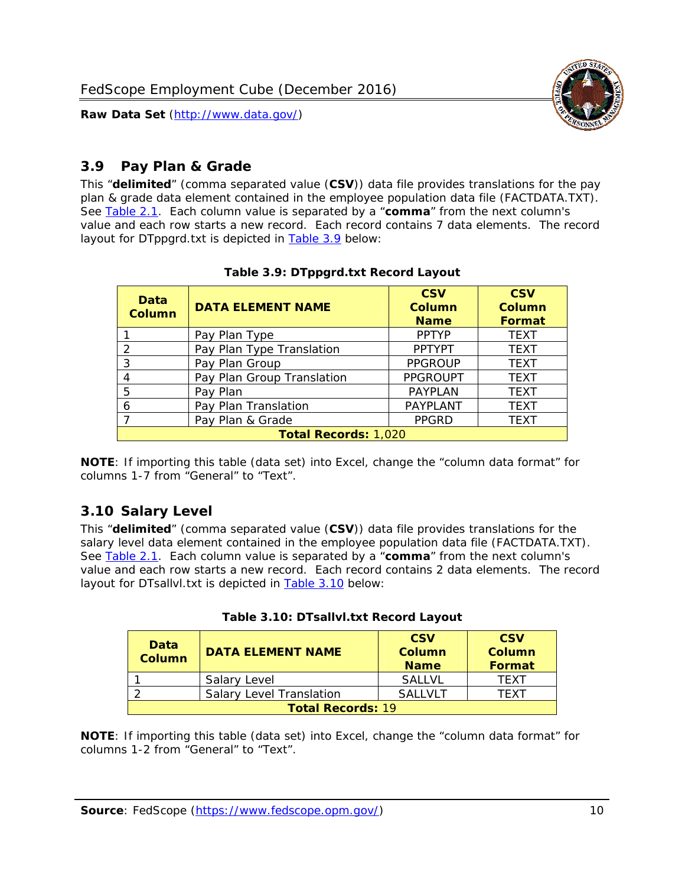## 3.9 Pay Plan & Grade

This "**delimited**" (comma separated value (**CSV**)) data file provides translations for the pay plan & grade data element contained in the employee population data file (FACTDATA.TXT). See Table 2.1. Each column value is separated by a "**comma**" from the next column's value and each row starts a new record. Each record contains 7 data elements. The record layout for DTppgrd.txt is depicted in Table 3.9 below:

**Table 3.9: DTppgrd.txt Record Layout**

| Data Column | DATA ELEMENT NAME | CSV Column Name | CSV Column Format |
|---|---|---|---|
| 1 | Pay Plan Type | PPTYP | TEXT |
| 2 | Pay Plan Type Translation | PPTYPT | TEXT |
| 3 | Pay Plan Group | PPGROUP | TEXT |
| 4 | Pay Plan Group Translation | PPGROUPT | TEXT |
| 5 | Pay Plan | PAYPLAN | TEXT |
| 6 | Pay Plan Translation | PAYPLANT | TEXT |
| 7 | Pay Plan & Grade | PPGRD | TEXT |
| **Total Records:** 1,020 | | | |

**NOTE**: If importing this table (data set) into Excel, change the "column data format" for columns 1-7 from "General" to "Text".

## 3.10 Salary Level

This "**delimited**" (comma separated value (**CSV**)) data file provides translations for the salary level data element contained in the employee population data file (FACTDATA.TXT). See Table 2.1. Each column value is separated by a "**comma**" from the next column's value and each row starts a new record. Each record contains 2 data elements. The record layout for DTsallvl.txt is depicted in Table 3.10 below:

**Table 3.10: DTsallvl.txt Record Layout**

| Data Column | DATA ELEMENT NAME | CSV Column Name | CSV Column Format |
|---|---|---|---|
| 1 | Salary Level | SALLVL | TEXT |
| 2 | Salary Level Translation | SALLVLT | TEXT |
| **Total Records:** 19 | | | |

**NOTE**: If importing this table (data set) into Excel, change the "column data format" for columns 1-2 from "General" to "Text".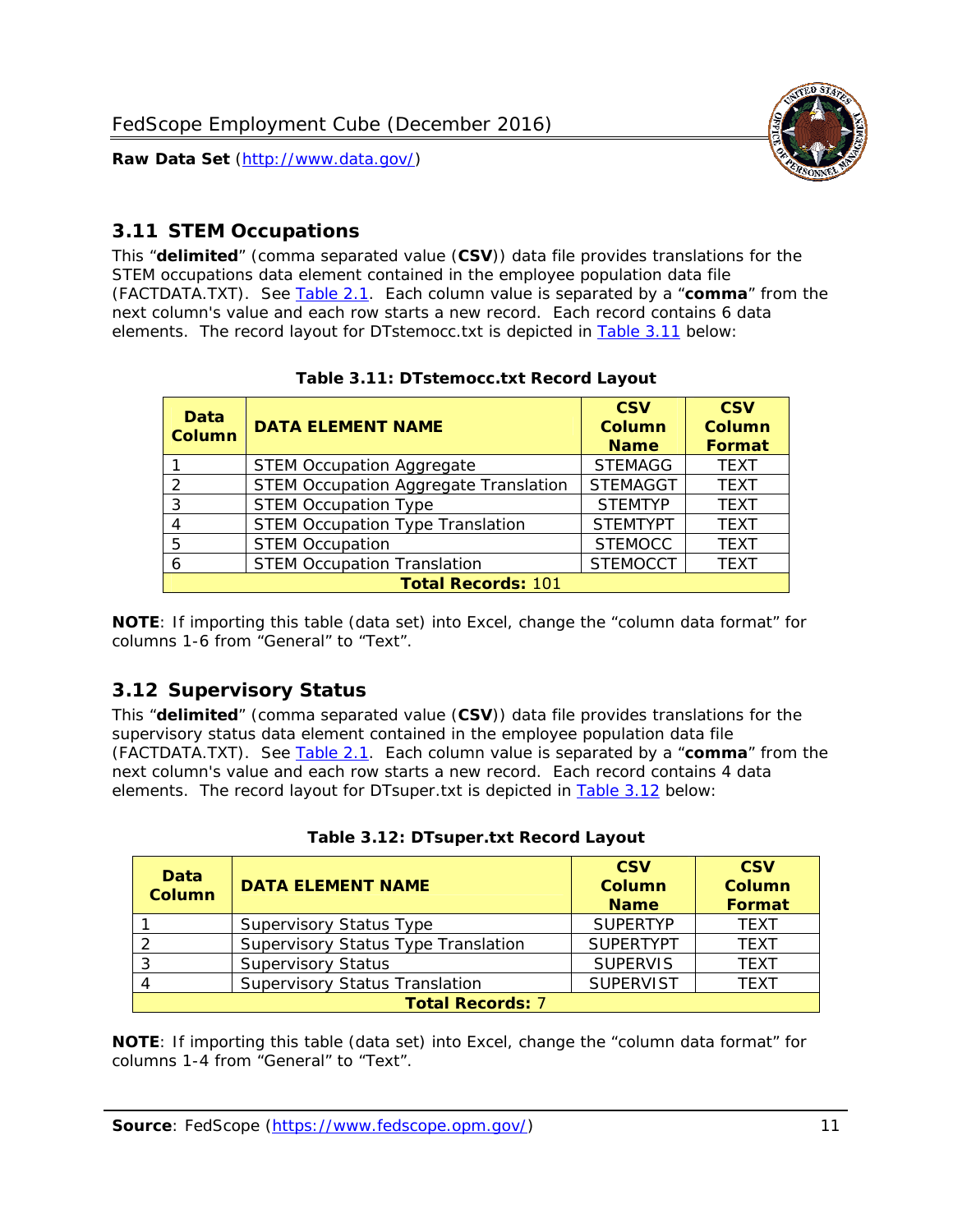## 3.11 STEM Occupations

This “**delimited**” (comma separated value (**CSV**)) data file provides translations for the STEM occupations data element contained in the employee population data file (FACTDATA.TXT). See Table 2.1. Each column value is separated by a “**comma**” from the next column's value and each row starts a new record. Each record contains 6 data elements. The record layout for DTstemocc.txt is depicted in Table 3.11 below:

**Table 3.11: DTstemocc.txt Record Layout**

| Data Column | DATA ELEMENT NAME | CSV Column Name | CSV Column Format |
|---|---|---|---|
| 1 | STEM Occupation Aggregate | STEMAGG | TEXT |
| 2 | STEM Occupation Aggregate Translation | STEMAGGT | TEXT |
| 3 | STEM Occupation Type | STEMTYP | TEXT |
| 4 | STEM Occupation Type Translation | STEMTYPT | TEXT |
| 5 | STEM Occupation | STEMOCC | TEXT |
| 6 | STEM Occupation Translation | STEMOCCT | TEXT |
| **Total Records: 101** | | | |

**NOTE**: If importing this table (data set) into Excel, change the “column data format” for columns 1-6 from “General” to “Text”.

## 3.12 Supervisory Status

This “**delimited**” (comma separated value (**CSV**)) data file provides translations for the supervisory status data element contained in the employee population data file (FACTDATA.TXT). See Table 2.1. Each column value is separated by a “**comma**” from the next column's value and each row starts a new record. Each record contains 4 data elements. The record layout for DTsuper.txt is depicted in Table 3.12 below:

**Table 3.12: DTsuper.txt Record Layout**

| Data Column | DATA ELEMENT NAME | CSV Column Name | CSV Column Format |
|---|---|---|---|
| 1 | Supervisory Status Type | SUPERTYP | TEXT |
| 2 | Supervisory Status Type Translation | SUPERTYPT | TEXT |
| 3 | Supervisory Status | SUPERVIS | TEXT |
| 4 | Supervisory Status Translation | SUPERVIST | TEXT |
| **Total Records: 7** | | | |

**NOTE**: If importing this table (data set) into Excel, change the “column data format” for columns 1-4 from “General” to “Text”.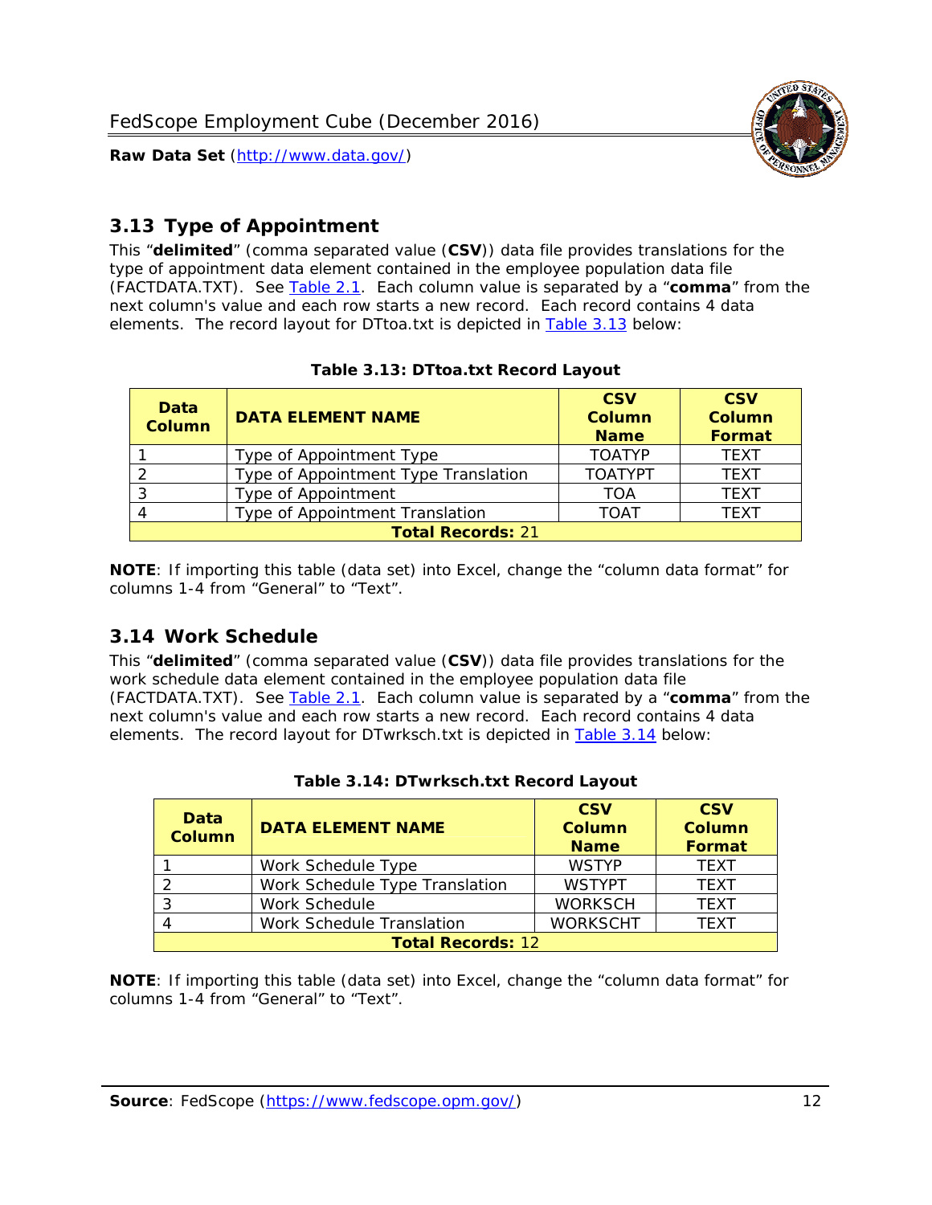## 3.13 Type of Appointment

This "**delimited**" (comma separated value (**CSV**)) data file provides translations for the type of appointment data element contained in the employee population data file (FACTDATA.TXT). See Table 2.1. Each column value is separated by a "**comma**" from the next column's value and each row starts a new record. Each record contains 4 data elements. The record layout for DTtoa.txt is depicted in Table 3.13 below:

**Table 3.13: DTtoa.txt Record Layout**

| Data Column | DATA ELEMENT NAME | CSV Column Name | CSV Column Format |
|---|---|---|---|
| 1 | Type of Appointment Type | TOATYP | TEXT |
| 2 | Type of Appointment Type Translation | TOATYPT | TEXT |
| 3 | Type of Appointment | TOA | TEXT |
| 4 | Type of Appointment Translation | TOAT | TEXT |
| **Total Records:** 21 | | | |

**NOTE**: If importing this table (data set) into Excel, change the "column data format" for columns 1-4 from "General" to "Text".

## 3.14 Work Schedule

This "**delimited**" (comma separated value (**CSV**)) data file provides translations for the work schedule data element contained in the employee population data file (FACTDATA.TXT). See Table 2.1. Each column value is separated by a "**comma**" from the next column's value and each row starts a new record. Each record contains 4 data elements. The record layout for DTwrksch.txt is depicted in Table 3.14 below:

**Table 3.14: DTwrksch.txt Record Layout**

| Data Column | DATA ELEMENT NAME | CSV Column Name | CSV Column Format |
|---|---|---|---|
| 1 | Work Schedule Type | WSTYP | TEXT |
| 2 | Work Schedule Type Translation | WSTYPT | TEXT |
| 3 | Work Schedule | WORKSCH | TEXT |
| 4 | Work Schedule Translation | WORKSCHT | TEXT |
| **Total Records:** 12 | | | |

**NOTE**: If importing this table (data set) into Excel, change the "column data format" for columns 1-4 from "General" to "Text".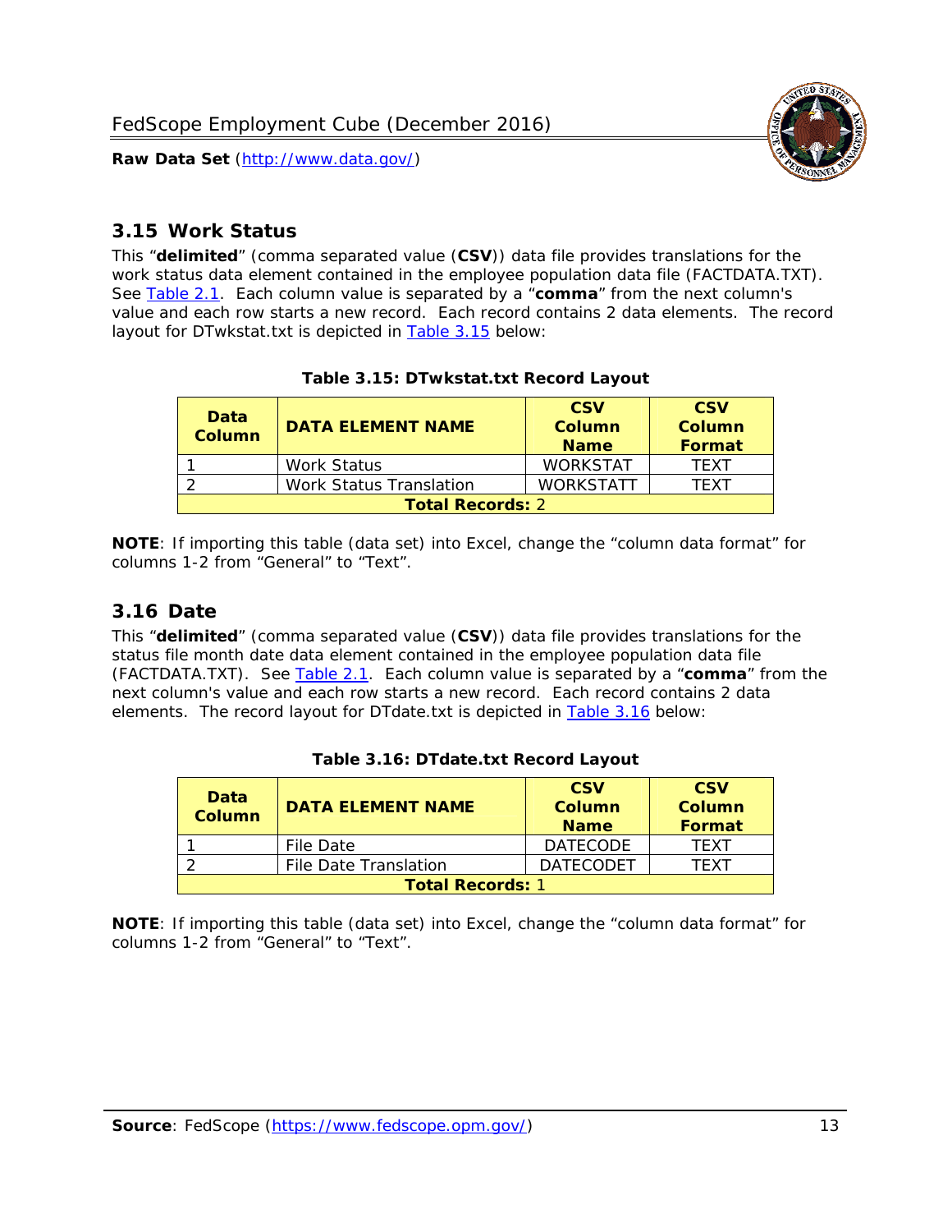## 3.15 Work Status

This "**delimited**" (comma separated value (**CSV**)) data file provides translations for the work status data element contained in the employee population data file (FACTDATA.TXT). See Table 2.1. Each column value is separated by a "**comma**" from the next column's value and each row starts a new record. Each record contains 2 data elements. The record layout for DTwkstat.txt is depicted in Table 3.15 below:

**Table 3.15: DTwkstat.txt Record Layout**

| Data Column | DATA ELEMENT NAME | CSV Column Name | CSV Column Format |
|---|---|---|---|
| 1 | Work Status | WORKSTAT | TEXT |
| 2 | Work Status Translation | WORKSTATT | TEXT |
| **Total Records:** 2 | | | |

**NOTE**: If importing this table (data set) into Excel, change the "column data format" for columns 1-2 from "General" to "Text".

## 3.16 Date

This "**delimited**" (comma separated value (**CSV**)) data file provides translations for the status file month date data element contained in the employee population data file (FACTDATA.TXT). See Table 2.1. Each column value is separated by a "**comma**" from the next column's value and each row starts a new record. Each record contains 2 data elements. The record layout for DTdate.txt is depicted in Table 3.16 below:

**Table 3.16: DTdate.txt Record Layout**

| Data Column | DATA ELEMENT NAME | CSV Column Name | CSV Column Format |
|---|---|---|---|
| 1 | File Date | DATECODE | TEXT |
| 2 | File Date Translation | DATECODET | TEXT |
| **Total Records:** 1 | | | |

**NOTE**: If importing this table (data set) into Excel, change the "column data format" for columns 1-2 from "General" to "Text".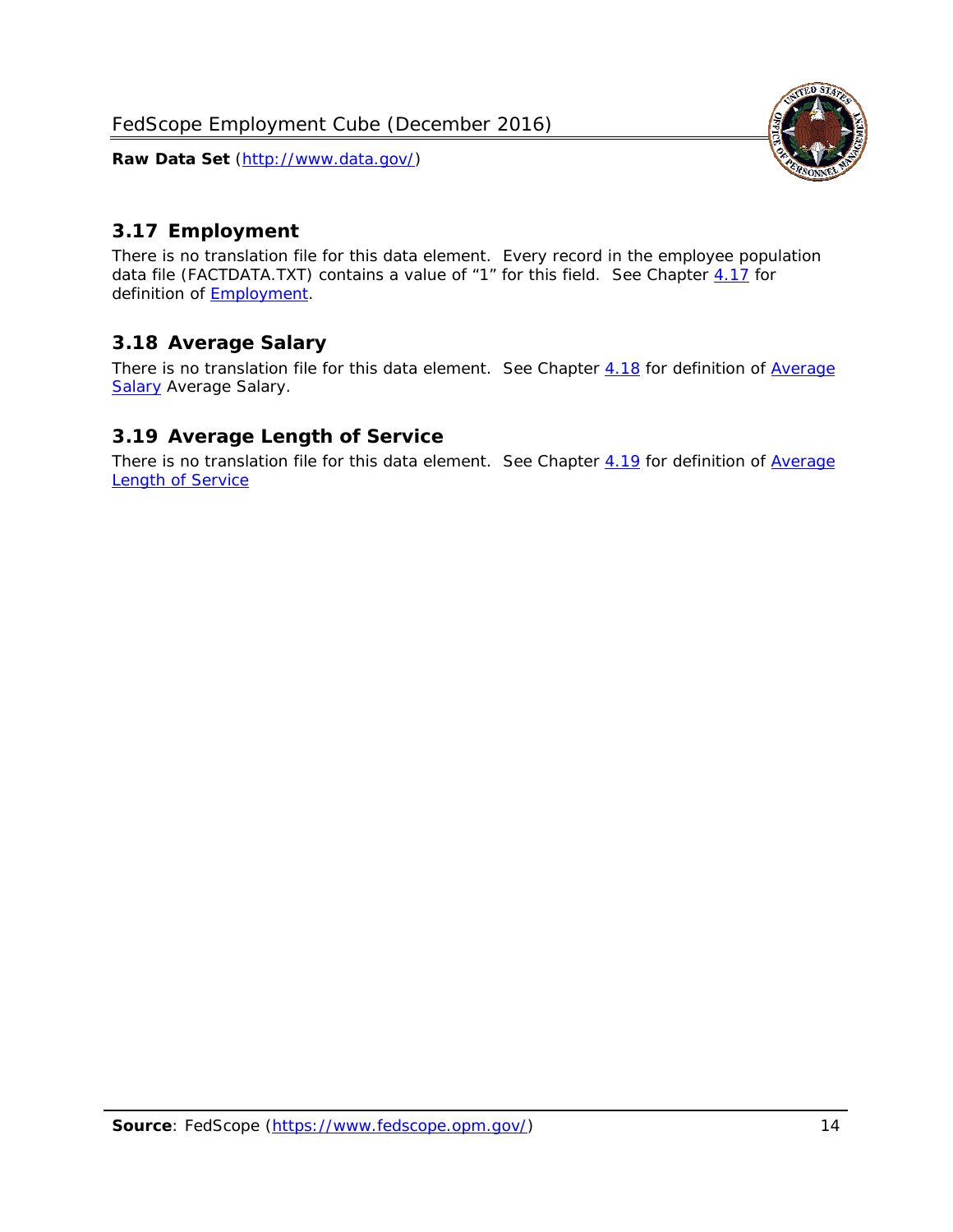## 3.17 Employment

There is no translation file for this data element. Every record in the employee population data file (FACTDATA.TXT) contains a value of "1" for this field. See Chapter 4.17 for definition of Employment.

## 3.18 Average Salary

There is no translation file for this data element. See Chapter 4.18 for definition of Average Salary Average Salary.

## 3.19 Average Length of Service

There is no translation file for this data element. See Chapter 4.19 for definition of Average Length of Service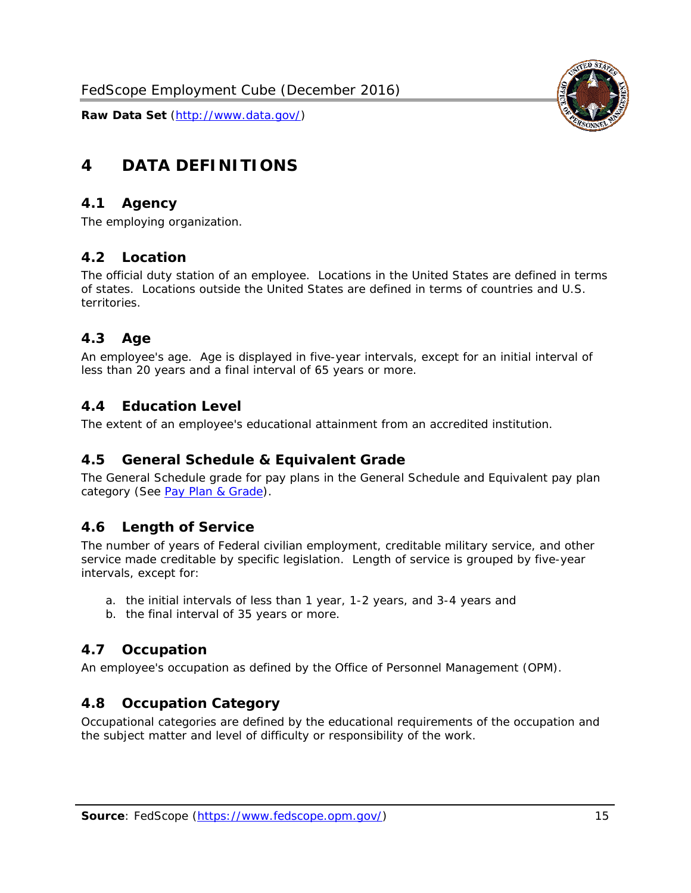# 4 DATA DEFINITIONS

## 4.1 Agency

The employing organization.

## 4.2 Location

The official duty station of an employee. Locations in the United States are defined in terms of states. Locations outside the United States are defined in terms of countries and U.S. territories.

## 4.3 Age

An employee's age. Age is displayed in five-year intervals, except for an initial interval of less than 20 years and a final interval of 65 years or more.

## 4.4 Education Level

The extent of an employee's educational attainment from an accredited institution.

## 4.5 General Schedule & Equivalent Grade

The General Schedule grade for pay plans in the General Schedule and Equivalent pay plan category (See Pay Plan & Grade).

## 4.6 Length of Service

The number of years of Federal civilian employment, creditable military service, and other service made creditable by specific legislation. Length of service is grouped by five-year intervals, except for:

a. the initial intervals of less than 1 year, 1-2 years, and 3-4 years and
b. the final interval of 35 years or more.

## 4.7 Occupation

An employee's occupation as defined by the Office of Personnel Management (OPM).

## 4.8 Occupation Category

Occupational categories are defined by the educational requirements of the occupation and the subject matter and level of difficulty or responsibility of the work.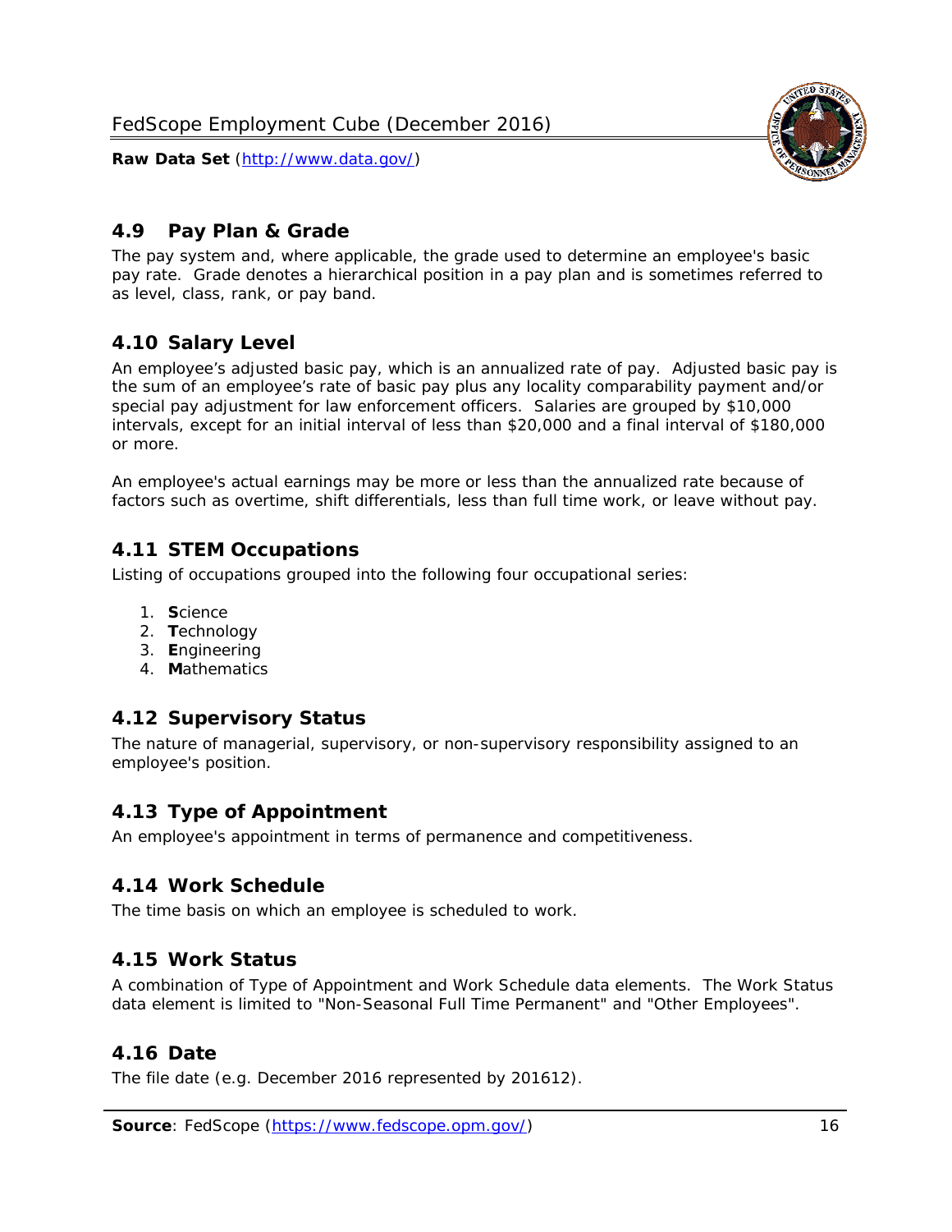## 4.9 Pay Plan & Grade

The pay system and, where applicable, the grade used to determine an employee's basic pay rate. Grade denotes a hierarchical position in a pay plan and is sometimes referred to as level, class, rank, or pay band.

## 4.10 Salary Level

An employee's adjusted basic pay, which is an annualized rate of pay. Adjusted basic pay is the sum of an employee's rate of basic pay plus any locality comparability payment and/or special pay adjustment for law enforcement officers. Salaries are grouped by $10,000 intervals, except for an initial interval of less than $20,000 and a final interval of $180,000 or more.

An employee's actual earnings may be more or less than the annualized rate because of factors such as overtime, shift differentials, less than full time work, or leave without pay.

## 4.11 STEM Occupations

Listing of occupations grouped into the following four occupational series:

1. **S**cience
2. **T**echnology
3. **E**ngineering
4. **M**athematics

## 4.12 Supervisory Status

The nature of managerial, supervisory, or non-supervisory responsibility assigned to an employee's position.

## 4.13 Type of Appointment

An employee's appointment in terms of permanence and competitiveness.

## 4.14 Work Schedule

The time basis on which an employee is scheduled to work.

## 4.15 Work Status

A combination of Type of Appointment and Work Schedule data elements. The Work Status data element is limited to "Non-Seasonal Full Time Permanent" and "Other Employees".

## 4.16 Date

The file date (e.g. December 2016 represented by 201612).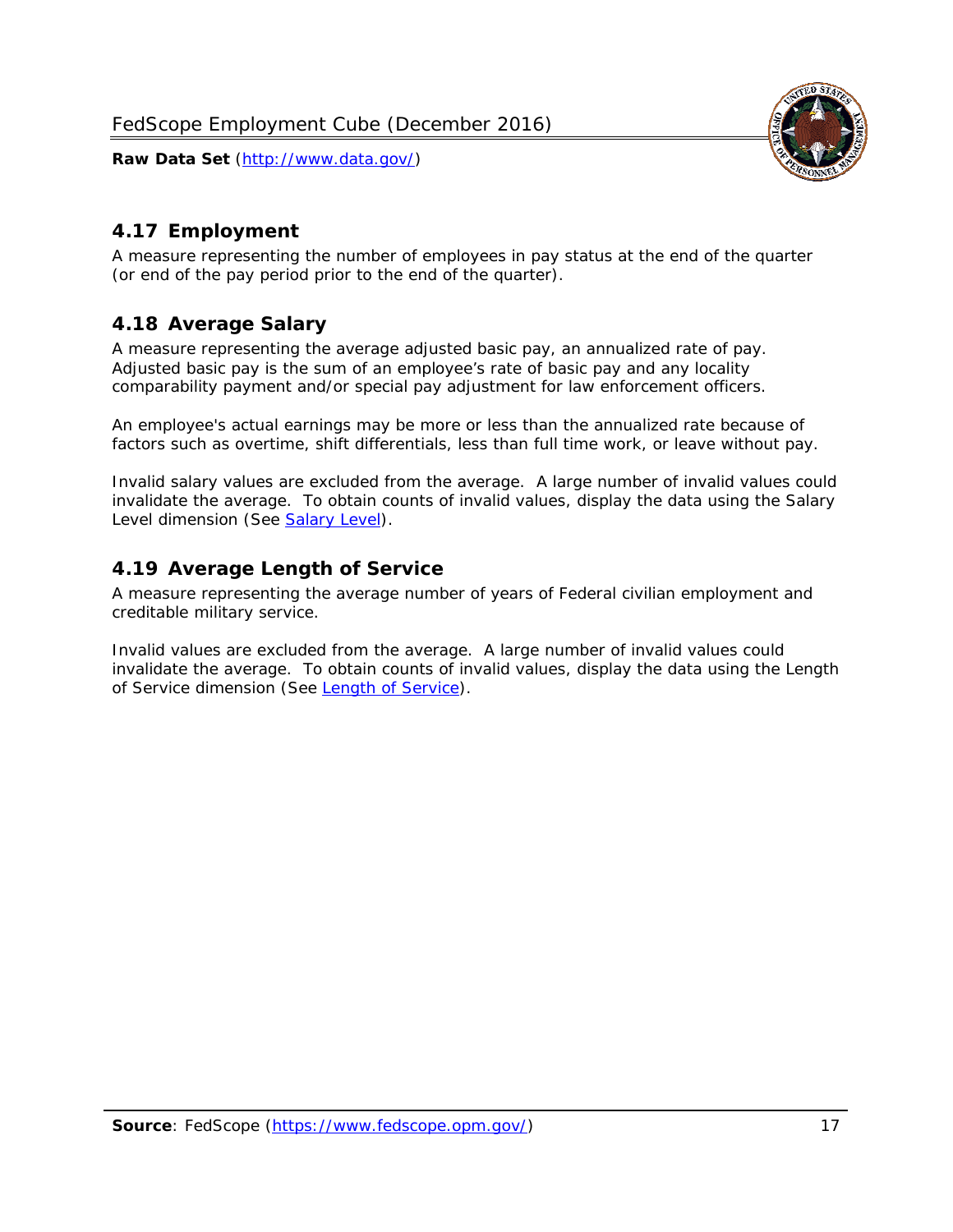## 4.17 Employment

A measure representing the number of employees in pay status at the end of the quarter (or end of the pay period prior to the end of the quarter).

## 4.18 Average Salary

A measure representing the average adjusted basic pay, an annualized rate of pay. Adjusted basic pay is the sum of an employee's rate of basic pay and any locality comparability payment and/or special pay adjustment for law enforcement officers.

An employee's actual earnings may be more or less than the annualized rate because of factors such as overtime, shift differentials, less than full time work, or leave without pay.

Invalid salary values are excluded from the average. A large number of invalid values could invalidate the average. To obtain counts of invalid values, display the data using the Salary Level dimension (See [Salary Level](#)).

## 4.19 Average Length of Service

A measure representing the average number of years of Federal civilian employment and creditable military service.

Invalid values are excluded from the average. A large number of invalid values could invalidate the average. To obtain counts of invalid values, display the data using the Length of Service dimension (See [Length of Service](#)).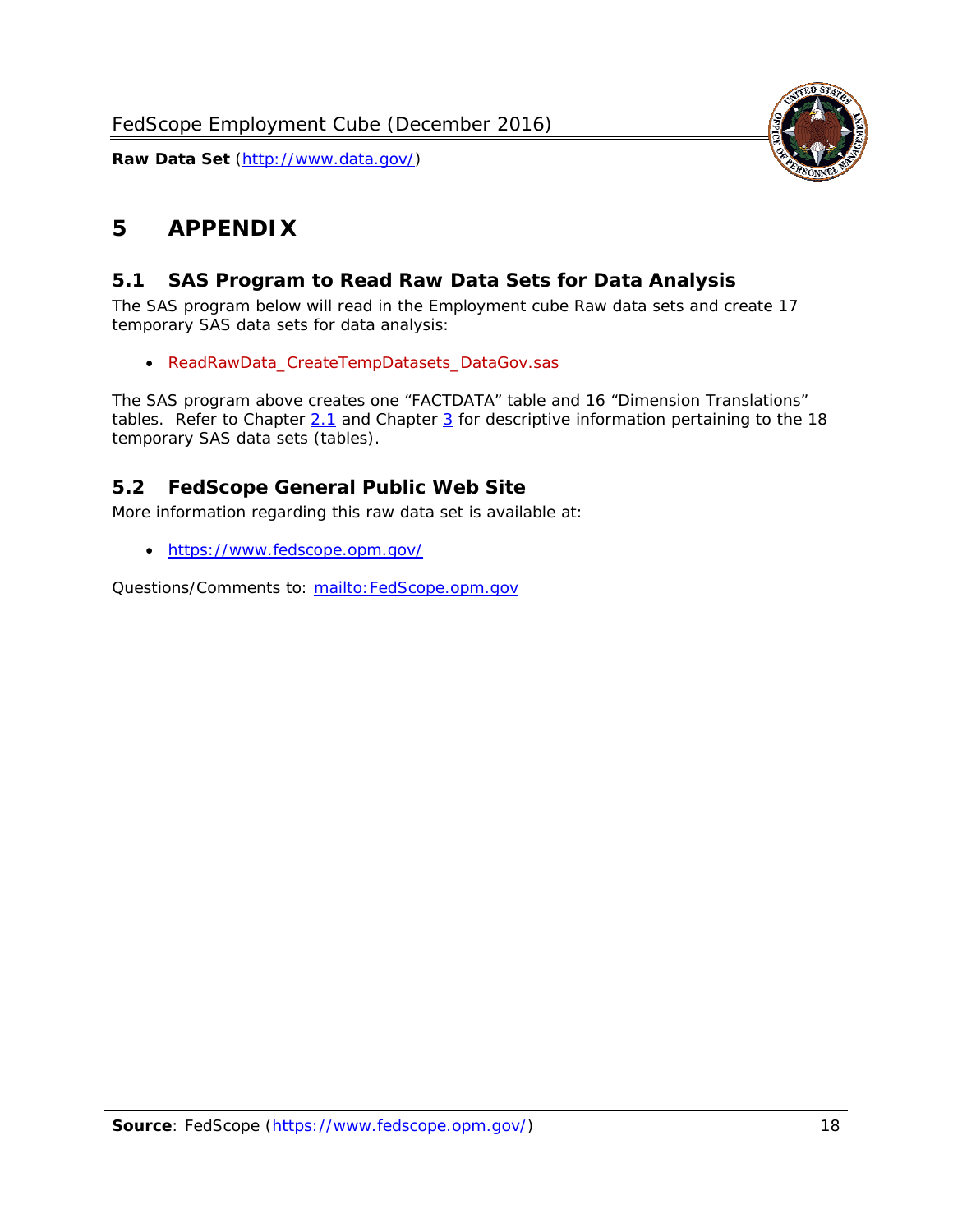# 5 APPENDIX

## 5.1 SAS Program to Read Raw Data Sets for Data Analysis

The SAS program below will read in the Employment cube Raw data sets and create 17 temporary SAS data sets for data analysis:

- ReadRawData_CreateTempDatasets_DataGov.sas

The SAS program above creates one "FACTDATA" table and 16 "Dimension Translations" tables. Refer to Chapter 2.1 and Chapter 3 for descriptive information pertaining to the 18 temporary SAS data sets (tables).

## 5.2 FedScope General Public Web Site

More information regarding this raw data set is available at:

- https://www.fedscope.opm.gov/

Questions/Comments to: mailto:FedScope.opm.gov